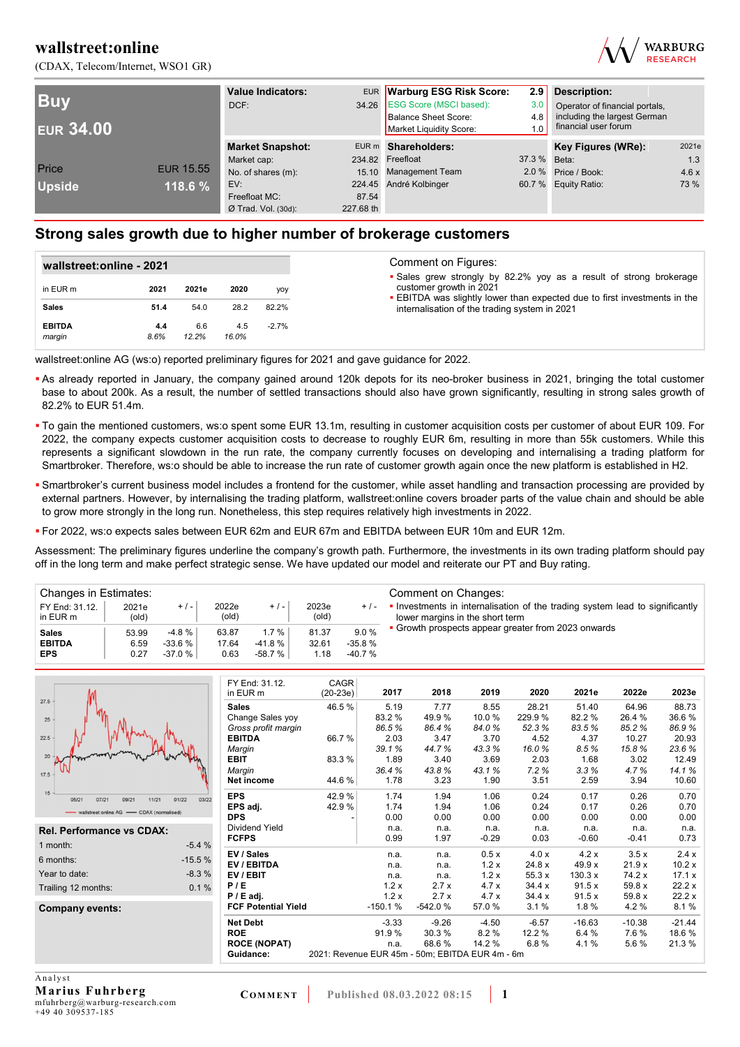# wallstreet:online

(CDAX, Telecom/Internet, WSO1 GR)

| Buy | |
|---|---|
| EUR 34.00 | |
| Price | EUR 15.55 |
| Upside | 118.6 % |

| Value Indicators: | EUR |
|---|---|
| DCF: | 34.26 |

| Warburg ESG Risk Score: | 2.9 |
|---|---|
| ESG Score (MSCI based): | 3.0 |
| Balance Sheet Score: | 4.8 |
| Market Liquidity Score: | 1.0 |

**Description:** Operator of financial portals, including the largest German financial user forum

| Market Snapshot: | EUR m |
|---|---|
| Market cap: | 234.82 |
| No. of shares (m): | 15.10 |
| EV: | 224.45 |
| Freefloat MC: | 87.54 |
| Ø Trad. Vol. (30d): | 227.68 th |

| Shareholders: | |
|---|---|
| Freefloat | 37.3 % |
| Management Team | 2.0 % |
| André Kolbinger | 60.7 % |

| Key Figures (WRe): | 2021e |
|---|---|
| Beta: | 1.3 |
| Price / Book: | 4.6 x |
| Equity Ratio: | 73 % |

## Strong sales growth due to higher number of brokerage customers

**wallstreet:online - 2021**

| in EUR m | 2021 | 2021e | 2020 | yoy |
|---|---|---|---|---|
| **Sales** | **51.4** | 54.0 | 28.2 | 82.2% |
| **EBITDA** | **4.4** | 6.6 | 4.5 | -2.7% |
| *margin* | *8.6%* | *12.2%* | *16.0%* | |

Comment on Figures:

- Sales grew strongly by 82.2% yoy as a result of strong brokerage customer growth in 2021
- EBITDA was slightly lower than expected due to first investments in the internalisation of the trading system in 2021

wallstreet:online AG (ws:o) reported preliminary figures for 2021 and gave guidance for 2022.

- As already reported in January, the company gained around 120k depots for its neo-broker business in 2021, bringing the total customer base to about 200k. As a result, the number of settled transactions should also have grown significantly, resulting in strong sales growth of 82.2% to EUR 51.4m.
- To gain the mentioned customers, ws:o spent some EUR 13.1m, resulting in customer acquisition costs per customer of about EUR 109. For 2022, the company expects customer acquisition costs to decrease to roughly EUR 6m, resulting in more than 55k customers. While this represents a significant slowdown in the run rate, the company currently focuses on developing and internalising a trading platform for Smartbroker. Therefore, ws:o should be able to increase the run rate of customer growth again once the new platform is established in H2.
- Smartbroker's current business model includes a frontend for the customer, while asset handling and transaction processing are provided by external partners. However, by internalising the trading platform, wallstreet:online covers broader parts of the value chain and should be able to grow more strongly in the long run. Nonetheless, this step requires relatively high investments in 2022.
- For 2022, ws:o expects sales between EUR 62m and EUR 67m and EBITDA between EUR 10m and EUR 12m.

Assessment: The preliminary figures underline the company's growth path. Furthermore, the investments in its own trading platform should pay off in the long term and make perfect strategic sense. We have updated our model and reiterate our PT and Buy rating.

Changes in Estimates:

| FY End: 31.12. in EUR m | 2021e (old) | + / - | 2022e (old) | + / - | 2023e (old) | + / - |
|---|---|---|---|---|---|---|
| **Sales** | 53.99 | -4.8 % | 63.87 | 1.7 % | 81.37 | 9.0 % |
| **EBITDA** | 6.59 | -33.6 % | 17.64 | -41.8 % | 32.61 | -35.8 % |
| **EPS** | 0.27 | -37.0 % | 0.63 | -58.7 % | 1.18 | -40.7 % |

Comment on Changes:

- Investments in internalisation of the trading system lead to significantly lower margins in the short term
- Growth prospects appear greater from 2023 onwards

| Rel. Performance vs CDAX: | |
|---|---|
| 1 month: | -5.4 % |
| 6 months: | -15.5 % |
| Year to date: | -8.3 % |
| Trailing 12 months: | 0.1 % |

**Company events:**

| FY End: 31.12. in EUR m | CAGR (20-23e) | 2017 | 2018 | 2019 | 2020 | 2021e | 2022e | 2023e |
|---|---|---|---|---|---|---|---|---|
| **Sales** | 46.5 % | 5.19 | 7.77 | 8.55 | 28.21 | 51.40 | 64.96 | 88.73 |
| Change Sales yoy | | 83.2 % | 49.9 % | 10.0 % | 229.9 % | 82.2 % | 26.4 % | 36.6 % |
| *Gross profit margin* | | *86.5 %* | *86.4 %* | *84.0 %* | *52.3 %* | *83.5 %* | *85.2 %* | *86.9 %* |
| **EBITDA** | 66.7 % | 2.03 | 3.47 | 3.70 | 4.52 | 4.37 | 10.27 | 20.93 |
| *Margin* | | *39.1 %* | *44.7 %* | *43.3 %* | *16.0 %* | *8.5 %* | *15.8 %* | *23.6 %* |
| **EBIT** | 83.3 % | 1.89 | 3.40 | 3.69 | 2.03 | 1.68 | 3.02 | 12.49 |
| *Margin* | | *36.4 %* | *43.8 %* | *43.1 %* | *7.2 %* | *3.3 %* | *4.7 %* | *14.1 %* |
| **Net income** | 44.6 % | 1.78 | 3.23 | 1.90 | 3.51 | 2.59 | 3.94 | 10.60 |
| **EPS** | 42.9 % | 1.74 | 1.94 | 1.06 | 0.24 | 0.17 | 0.26 | 0.70 |
| **EPS adj.** | 42.9 % | 1.74 | 1.94 | 1.06 | 0.24 | 0.17 | 0.26 | 0.70 |
| **DPS** | - | 0.00 | 0.00 | 0.00 | 0.00 | 0.00 | 0.00 | 0.00 |
| Dividend Yield | | n.a. | n.a. | n.a. | n.a. | n.a. | n.a. | n.a. |
| **FCFPS** | | 0.99 | 1.97 | -0.29 | 0.03 | -0.60 | -0.41 | 0.73 |
| **EV / Sales** | | n.a. | n.a. | 0.5 x | 4.0 x | 4.2 x | 3.5 x | 2.4 x |
| **EV / EBITDA** | | n.a. | n.a. | 1.2 x | 24.8 x | 49.9 x | 21.9 x | 10.2 x |
| **EV / EBIT** | | n.a. | n.a. | 1.2 x | 55.3 x | 130.3 x | 74.2 x | 17.1 x |
| **P / E** | | 1.2 x | 2.7 x | 4.7 x | 34.4 x | 91.5 x | 59.8 x | 22.2 x |
| **P / E adj.** | | 1.2 x | 2.7 x | 4.7 x | 34.4 x | 91.5 x | 59.8 x | 22.2 x |
| **FCF Potential Yield** | | -150.1 % | -542.0 % | 57.0 % | 3.1 % | 1.8 % | 4.2 % | 8.1 % |
| **Net Debt** | | -3.33 | -9.26 | -4.50 | -6.57 | -16.63 | -10.38 | -21.44 |
| **ROE** | | 91.9 % | 30.3 % | 8.2 % | 12.2 % | 6.4 % | 7.6 % | 18.6 % |
| **ROCE (NOPAT)** | | n.a. | 68.6 % | 14.2 % | 6.8 % | 4.1 % | 5.6 % | 21.3 % |
| **Guidance:** | 2021: Revenue EUR 45m - 50m; EBITDA EUR 4m - 6m | | | | | | | |

Analyst
**Marius Fuhrberg**
mfuhrberg@warburg-research.com
+49 40 309537-185

COMMENT | Published 08.03.2022 08:15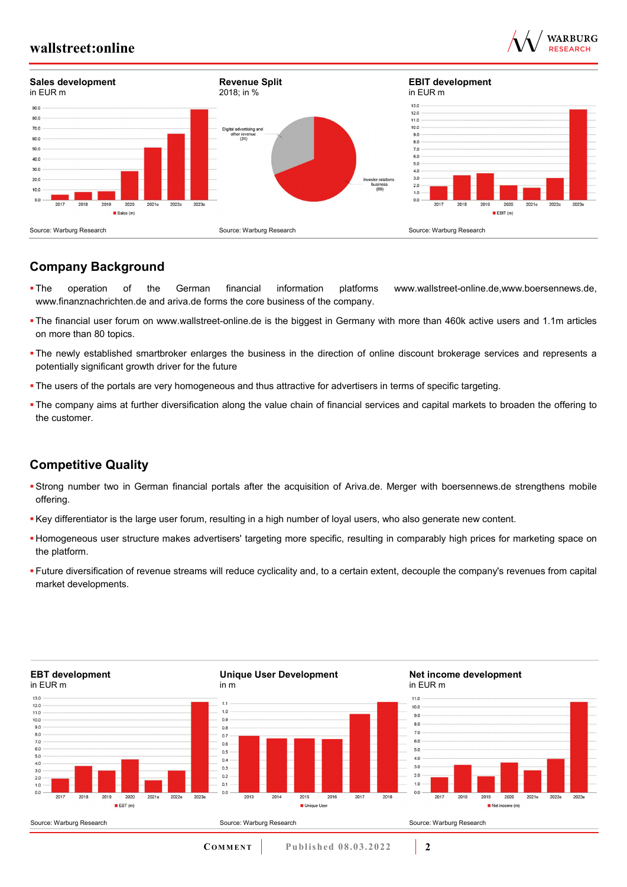**Sales development**
in EUR m

Source: Warburg Research

**Revenue Split**
2018; in %

Digital advertising and other revenue (31)

Investor relations business (69)

Source: Warburg Research

**EBIT development**
in EUR m

Source: Warburg Research

## Company Background

- The operation of the German financial information platforms www.wallstreet-online.de,www.boersennews.de, www.finanznachrichten.de and ariva.de forms the core business of the company.
- The financial user forum on www.wallstreet-online.de is the biggest in Germany with more than 460k active users and 1.1m articles on more than 80 topics.
- The newly established smartbroker enlarges the business in the direction of online discount brokerage services and represents a potentially significant growth driver for the future
- The users of the portals are very homogeneous and thus attractive for advertisers in terms of specific targeting.
- The company aims at further diversification along the value chain of financial services and capital markets to broaden the offering to the customer.

## Competitive Quality

- Strong number two in German financial portals after the acquisition of Ariva.de. Merger with boersennews.de strengthens mobile offering.
- Key differentiator is the large user forum, resulting in a high number of loyal users, who also generate new content.
- Homogeneous user structure makes advertisers' targeting more specific, resulting in comparably high prices for marketing space on the platform.
- Future diversification of revenue streams will reduce cyclicality and, to a certain extent, decouple the company's revenues from capital market developments.

**EBT development**
in EUR m

Source: Warburg Research

**Unique User Development**
in m

Source: Warburg Research

**Net income development**
in EUR m

Source: Warburg Research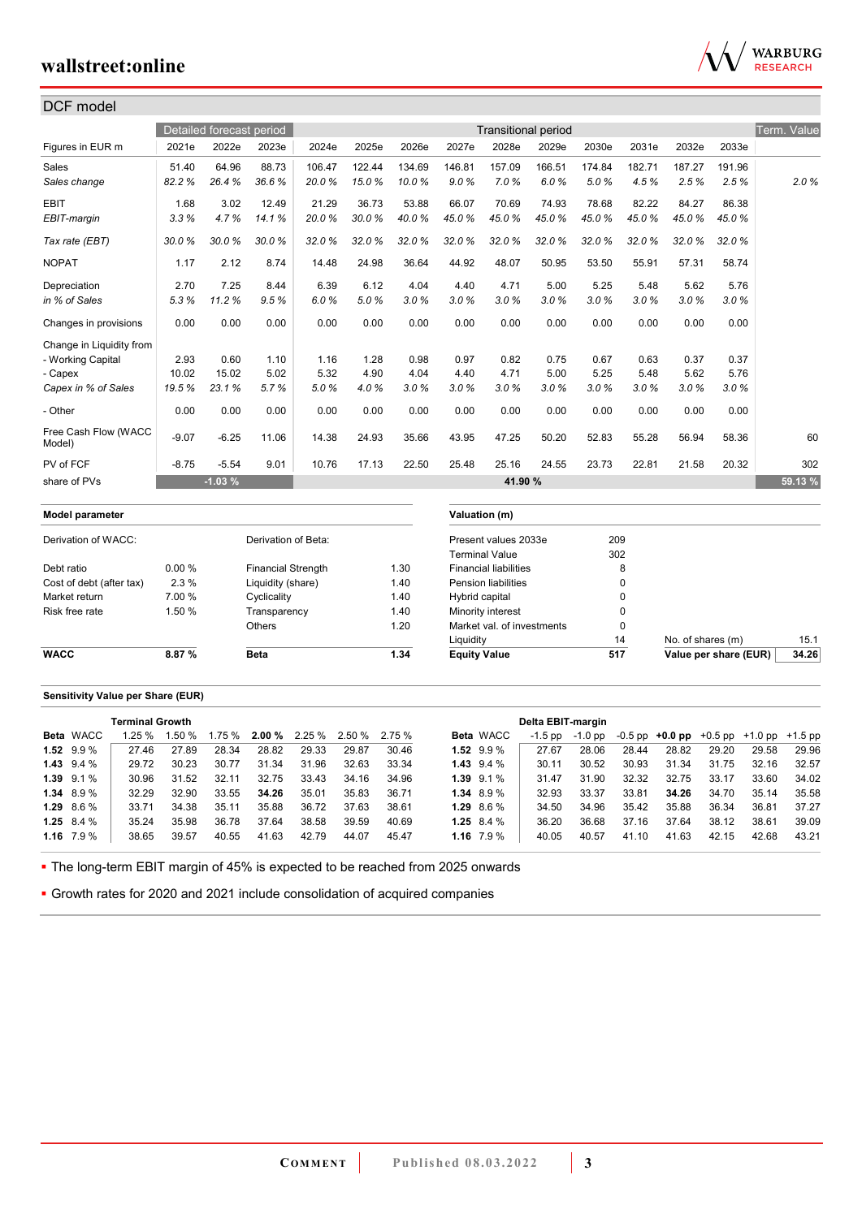## DCF model

| Figures in EUR m | Detailed forecast period 2021e | 2022e | 2023e | Transitional period 2024e | 2025e | 2026e | 2027e | 2028e | 2029e | 2030e | 2031e | 2032e | 2033e | Term. Value |
|---|---|---|---|---|---|---|---|---|---|---|---|---|---|---|
| Sales | 51.40 | 64.96 | 88.73 | 106.47 | 122.44 | 134.69 | 146.81 | 157.09 | 166.51 | 174.84 | 182.71 | 187.27 | 191.96 | |
| *Sales change* | *82.2 %* | *26.4 %* | *36.6 %* | *20.0 %* | *15.0 %* | *10.0 %* | *9.0 %* | *7.0 %* | *6.0 %* | *5.0 %* | *4.5 %* | *2.5 %* | *2.5 %* | *2.0 %* |
| EBIT | 1.68 | 3.02 | 12.49 | 21.29 | 36.73 | 53.88 | 66.07 | 70.69 | 74.93 | 78.68 | 82.22 | 84.27 | 86.38 | |
| *EBIT-margin* | *3.3 %* | *4.7 %* | *14.1 %* | *20.0 %* | *30.0 %* | *40.0 %* | *45.0 %* | *45.0 %* | *45.0 %* | *45.0 %* | *45.0 %* | *45.0 %* | *45.0 %* | |
| *Tax rate (EBT)* | *30.0 %* | *30.0 %* | *30.0 %* | *32.0 %* | *32.0 %* | *32.0 %* | *32.0 %* | *32.0 %* | *32.0 %* | *32.0 %* | *32.0 %* | *32.0 %* | *32.0 %* | |
| NOPAT | 1.17 | 2.12 | 8.74 | 14.48 | 24.98 | 36.64 | 44.92 | 48.07 | 50.95 | 53.50 | 55.91 | 57.31 | 58.74 | |
| Depreciation | 2.70 | 7.25 | 8.44 | 6.39 | 6.12 | 4.04 | 4.40 | 4.71 | 5.00 | 5.25 | 5.48 | 5.62 | 5.76 | |
| *in % of Sales* | *5.3 %* | *11.2 %* | *9.5 %* | *6.0 %* | *5.0 %* | *3.0 %* | *3.0 %* | *3.0 %* | *3.0 %* | *3.0 %* | *3.0 %* | *3.0 %* | *3.0 %* | |
| Changes in provisions | 0.00 | 0.00 | 0.00 | 0.00 | 0.00 | 0.00 | 0.00 | 0.00 | 0.00 | 0.00 | 0.00 | 0.00 | 0.00 | |
| Change in Liquidity from | | | | | | | | | | | | | | |
| - Working Capital | 2.93 | 0.60 | 1.10 | 1.16 | 1.28 | 0.98 | 0.97 | 0.82 | 0.75 | 0.67 | 0.63 | 0.37 | 0.37 | |
| - Capex | 10.02 | 15.02 | 5.02 | 5.32 | 4.90 | 4.04 | 4.40 | 4.71 | 5.00 | 5.25 | 5.48 | 5.62 | 5.76 | |
| *Capex in % of Sales* | *19.5 %* | *23.1 %* | *5.7 %* | *5.0 %* | *4.0 %* | *3.0 %* | *3.0 %* | *3.0 %* | *3.0 %* | *3.0 %* | *3.0 %* | *3.0 %* | *3.0 %* | |
| - Other | 0.00 | 0.00 | 0.00 | 0.00 | 0.00 | 0.00 | 0.00 | 0.00 | 0.00 | 0.00 | 0.00 | 0.00 | 0.00 | |
| Free Cash Flow (WACC Model) | -9.07 | -6.25 | 11.06 | 14.38 | 24.93 | 35.66 | 43.95 | 47.25 | 50.20 | 52.83 | 55.28 | 56.94 | 58.36 | 60 |
| PV of FCF | -8.75 | -5.54 | 9.01 | 10.76 | 17.13 | 22.50 | 25.48 | 25.16 | 24.55 | 23.73 | 22.81 | 21.58 | 20.32 | 302 |
| share of PVs | | -1.03 % | | | | | | 41.90 % | | | | | | 59.13 % |

**Model parameter**

| Derivation of WACC: | | Derivation of Beta: | |
|---|---|---|---|
| Debt ratio | 0.00 % | Financial Strength | 1.30 |
| Cost of debt (after tax) | 2.3 % | Liquidity (share) | 1.40 |
| Market return | 7.00 % | Cyclicality | 1.40 |
| Risk free rate | 1.50 % | Transparency | 1.40 |
| | | Others | 1.20 |
| **WACC** | **8.87 %** | **Beta** | **1.34** |

**Valuation (m)**

| | | | |
|---|---|---|---|
| Present values 2033e | 209 | | |
| Terminal Value | 302 | | |
| Financial liabilities | 8 | | |
| Pension liabilities | 0 | | |
| Hybrid capital | 0 | | |
| Minority interest | 0 | | |
| Market val. of investments | 0 | | |
| Liquidity | 14 | No. of shares (m) | 15.1 |
| **Equity Value** | **517** | **Value per share (EUR)** | **34.26** |

**Sensitivity Value per Share (EUR)**

| | | Terminal Growth | | | | | | |
|---|---|---|---|---|---|---|---|---|
| **Beta** | WACC | 1.25 % | 1.50 % | 1.75 % | **2.00 %** | 2.25 % | 2.50 % | 2.75 % |
| **1.52** | 9.9 % | 27.46 | 27.89 | 28.34 | 28.82 | 29.33 | 29.87 | 30.46 |
| **1.43** | 9.4 % | 29.72 | 30.23 | 30.77 | 31.34 | 31.96 | 32.63 | 33.34 |
| **1.39** | 9.1 % | 30.96 | 31.52 | 32.11 | 32.75 | 33.43 | 34.16 | 34.96 |
| **1.34** | 8.9 % | 32.29 | 32.90 | 33.55 | **34.26** | 35.01 | 35.83 | 36.71 |
| **1.29** | 8.6 % | 33.71 | 34.38 | 35.11 | 35.88 | 36.72 | 37.63 | 38.61 |
| **1.25** | 8.4 % | 35.24 | 35.98 | 36.78 | 37.64 | 38.58 | 39.59 | 40.69 |
| **1.16** | 7.9 % | 38.65 | 39.57 | 40.55 | 41.63 | 42.79 | 44.07 | 45.47 |

| | | Delta EBIT-margin | | | | | | |
|---|---|---|---|---|---|---|---|---|
| **Beta** | WACC | -1.5 pp | -1.0 pp | -0.5 pp | **+0.0 pp** | +0.5 pp | +1.0 pp | +1.5 pp |
| **1.52** | 9.9 % | 27.67 | 28.06 | 28.44 | 28.82 | 29.20 | 29.58 | 29.96 |
| **1.43** | 9.4 % | 30.11 | 30.52 | 30.93 | 31.34 | 31.75 | 32.16 | 32.57 |
| **1.39** | 9.1 % | 31.47 | 31.90 | 32.32 | 32.75 | 33.17 | 33.60 | 34.02 |
| **1.34** | 8.9 % | 32.93 | 33.37 | 33.81 | **34.26** | 34.70 | 35.14 | 35.58 |
| **1.29** | 8.6 % | 34.50 | 34.96 | 35.42 | 35.88 | 36.34 | 36.81 | 37.27 |
| **1.25** | 8.4 % | 36.20 | 36.68 | 37.16 | 37.64 | 38.12 | 38.61 | 39.09 |
| **1.16** | 7.9 % | 40.05 | 40.57 | 41.10 | 41.63 | 42.15 | 42.68 | 43.21 |

- The long-term EBIT margin of 45% is expected to be reached from 2025 onwards
- Growth rates for 2020 and 2021 include consolidation of acquired companies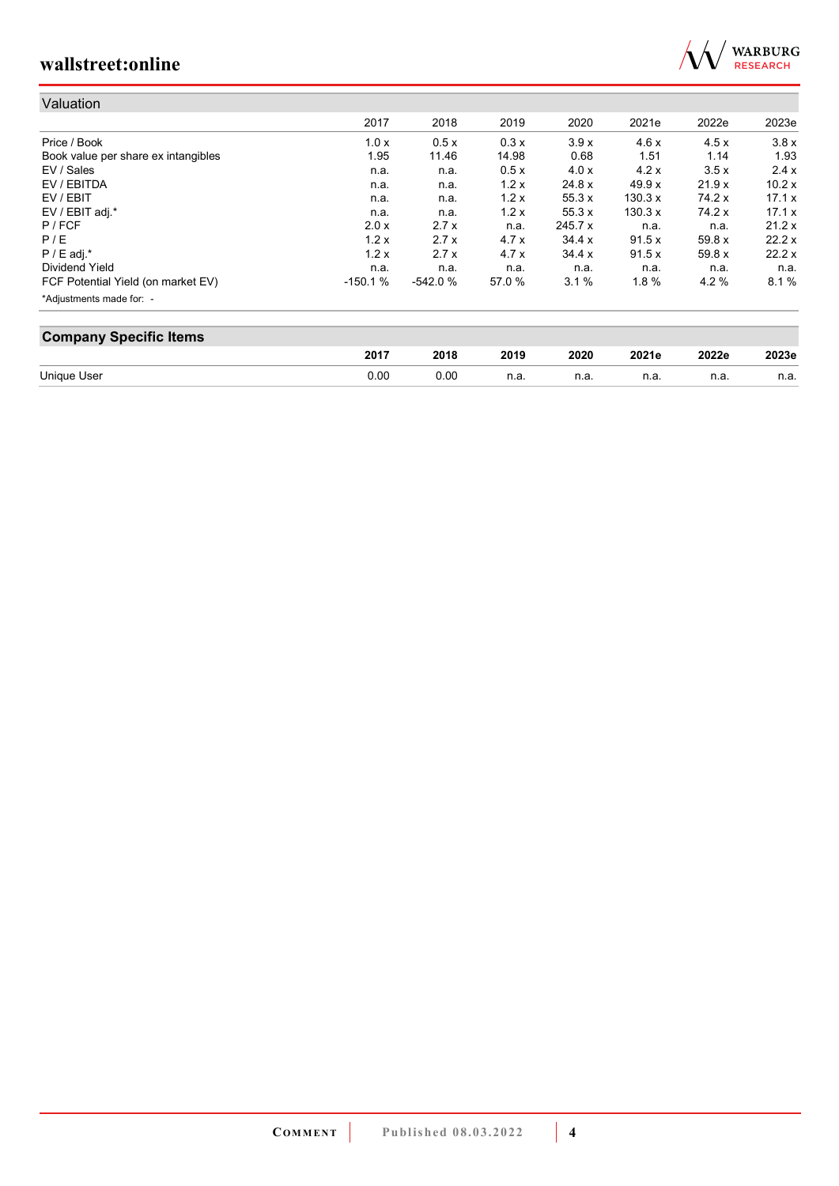## Valuation

| | 2017 | 2018 | 2019 | 2020 | 2021e | 2022e | 2023e |
|---|---|---|---|---|---|---|---|
| Price / Book | 1.0 x | 0.5 x | 0.3 x | 3.9 x | 4.6 x | 4.5 x | 3.8 x |
| Book value per share ex intangibles | 1.95 | 11.46 | 14.98 | 0.68 | 1.51 | 1.14 | 1.93 |
| EV / Sales | n.a. | n.a. | 0.5 x | 4.0 x | 4.2 x | 3.5 x | 2.4 x |
| EV / EBITDA | n.a. | n.a. | 1.2 x | 24.8 x | 49.9 x | 21.9 x | 10.2 x |
| EV / EBIT | n.a. | n.a. | 1.2 x | 55.3 x | 130.3 x | 74.2 x | 17.1 x |
| EV / EBIT adj.* | n.a. | n.a. | 1.2 x | 55.3 x | 130.3 x | 74.2 x | 17.1 x |
| P / FCF | 2.0 x | 2.7 x | n.a. | 245.7 x | n.a. | n.a. | 21.2 x |
| P / E | 1.2 x | 2.7 x | 4.7 x | 34.4 x | 91.5 x | 59.8 x | 22.2 x |
| P / E adj.* | 1.2 x | 2.7 x | 4.7 x | 34.4 x | 91.5 x | 59.8 x | 22.2 x |
| Dividend Yield | n.a. | n.a. | n.a. | n.a. | n.a. | n.a. | n.a. |
| FCF Potential Yield (on market EV) | -150.1 % | -542.0 % | 57.0 % | 3.1 % | 1.8 % | 4.2 % | 8.1 % |

*Adjustments made for: -

## Company Specific Items

| | 2017 | 2018 | 2019 | 2020 | 2021e | 2022e | 2023e |
|---|---|---|---|---|---|---|---|
| Unique User | 0.00 | 0.00 | n.a. | n.a. | n.a. | n.a. | n.a. |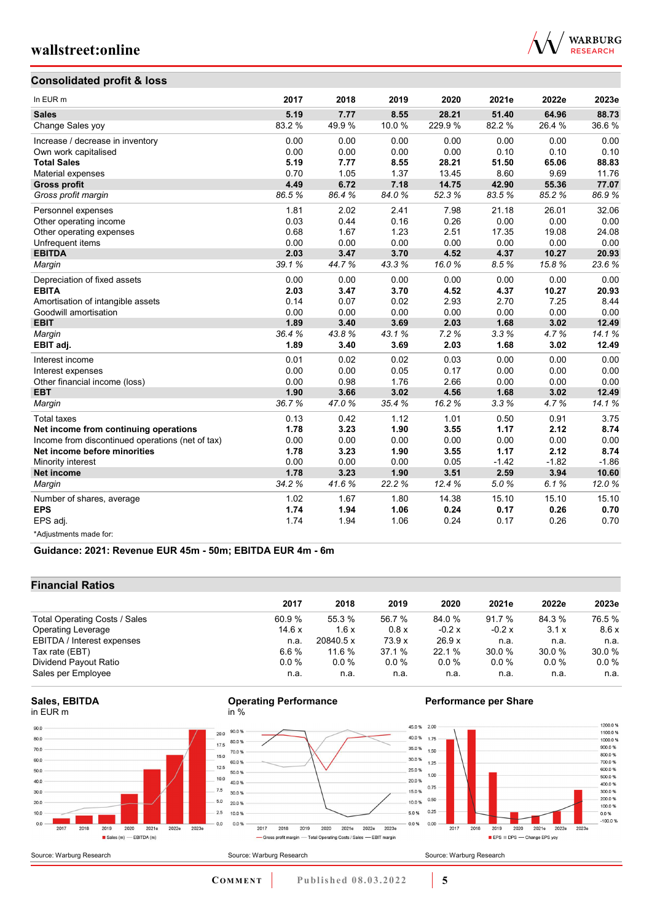## Consolidated profit & loss

| In EUR m | 2017 | 2018 | 2019 | 2020 | 2021e | 2022e | 2023e |
|---|---|---|---|---|---|---|---|
| **Sales** | **5.19** | **7.77** | **8.55** | **28.21** | **51.40** | **64.96** | **88.73** |
| Change Sales yoy | 83.2 % | 49.9 % | 10.0 % | 229.9 % | 82.2 % | 26.4 % | 36.6 % |
| Increase / decrease in inventory | 0.00 | 0.00 | 0.00 | 0.00 | 0.00 | 0.00 | 0.00 |
| Own work capitalised | 0.00 | 0.00 | 0.00 | 0.00 | 0.10 | 0.10 | 0.10 |
| **Total Sales** | **5.19** | **7.77** | **8.55** | **28.21** | **51.50** | **65.06** | **88.83** |
| Material expenses | 0.70 | 1.05 | 1.37 | 13.45 | 8.60 | 9.69 | 11.76 |
| **Gross profit** | **4.49** | **6.72** | **7.18** | **14.75** | **42.90** | **55.36** | **77.07** |
| *Gross profit margin* | *86.5 %* | *86.4 %* | *84.0 %* | *52.3 %* | *83.5 %* | *85.2 %* | *86.9 %* |
| Personnel expenses | 1.81 | 2.02 | 2.41 | 7.98 | 21.18 | 26.01 | 32.06 |
| Other operating income | 0.03 | 0.44 | 0.16 | 0.26 | 0.00 | 0.00 | 0.00 |
| Other operating expenses | 0.68 | 1.67 | 1.23 | 2.51 | 17.35 | 19.08 | 24.08 |
| Unfrequent items | 0.00 | 0.00 | 0.00 | 0.00 | 0.00 | 0.00 | 0.00 |
| **EBITDA** | **2.03** | **3.47** | **3.70** | **4.52** | **4.37** | **10.27** | **20.93** |
| *Margin* | *39.1 %* | *44.7 %* | *43.3 %* | *16.0 %* | *8.5 %* | *15.8 %* | *23.6 %* |
| Depreciation of fixed assets | 0.00 | 0.00 | 0.00 | 0.00 | 0.00 | 0.00 | 0.00 |
| **EBITA** | **2.03** | **3.47** | **3.70** | **4.52** | **4.37** | **10.27** | **20.93** |
| Amortisation of intangible assets | 0.14 | 0.07 | 0.02 | 2.93 | 2.70 | 7.25 | 8.44 |
| Goodwill amortisation | 0.00 | 0.00 | 0.00 | 0.00 | 0.00 | 0.00 | 0.00 |
| **EBIT** | **1.89** | **3.40** | **3.69** | **2.03** | **1.68** | **3.02** | **12.49** |
| *Margin* | *36.4 %* | *43.8 %* | *43.1 %* | *7.2 %* | *3.3 %* | *4.7 %* | *14.1 %* |
| **EBIT adj.** | **1.89** | **3.40** | **3.69** | **2.03** | **1.68** | **3.02** | **12.49** |
| Interest income | 0.01 | 0.02 | 0.02 | 0.03 | 0.00 | 0.00 | 0.00 |
| Interest expenses | 0.00 | 0.00 | 0.05 | 0.17 | 0.00 | 0.00 | 0.00 |
| Other financial income (loss) | 0.00 | 0.98 | 1.76 | 2.66 | 0.00 | 0.00 | 0.00 |
| **EBT** | **1.90** | **3.66** | **3.02** | **4.56** | **1.68** | **3.02** | **12.49** |
| *Margin* | *36.7 %* | *47.0 %* | *35.4 %* | *16.2 %* | *3.3 %* | *4.7 %* | *14.1 %* |
| Total taxes | 0.13 | 0.42 | 1.12 | 1.01 | 0.50 | 0.91 | 3.75 |
| **Net income from continuing operations** | **1.78** | **3.23** | **1.90** | **3.55** | **1.17** | **2.12** | **8.74** |
| Income from discontinued operations (net of tax) | 0.00 | 0.00 | 0.00 | 0.00 | 0.00 | 0.00 | 0.00 |
| **Net income before minorities** | **1.78** | **3.23** | **1.90** | **3.55** | **1.17** | **2.12** | **8.74** |
| Minority interest | 0.00 | 0.00 | 0.00 | 0.05 | -1.42 | -1.82 | -1.86 |
| **Net income** | **1.78** | **3.23** | **1.90** | **3.51** | **2.59** | **3.94** | **10.60** |
| *Margin* | *34.2 %* | *41.6 %* | *22.2 %* | *12.4 %* | *5.0 %* | *6.1 %* | *12.0 %* |
| Number of shares, average | 1.02 | 1.67 | 1.80 | 14.38 | 15.10 | 15.10 | 15.10 |
| **EPS** | **1.74** | **1.94** | **1.06** | **0.24** | **0.17** | **0.26** | **0.70** |
| EPS adj. | 1.74 | 1.94 | 1.06 | 0.24 | 0.17 | 0.26 | 0.70 |

*Adjustments made for:

**Guidance: 2021: Revenue EUR 45m - 50m; EBITDA EUR 4m - 6m**

## Financial Ratios

| | 2017 | 2018 | 2019 | 2020 | 2021e | 2022e | 2023e |
|---|---|---|---|---|---|---|---|
| Total Operating Costs / Sales | 60.9 % | 55.3 % | 56.7 % | 84.0 % | 91.7 % | 84.3 % | 76.5 % |
| Operating Leverage | 14.6 x | 1.6 x | 0.8 x | -0.2 x | -0.2 x | 3.1 x | 8.6 x |
| EBITDA / Interest expenses | n.a. | 20840.5 x | 73.9 x | 26.9 x | n.a. | n.a. | n.a. |
| Tax rate (EBT) | 6.6 % | 11.6 % | 37.1 % | 22.1 % | 30.0 % | 30.0 % | 30.0 % |
| Dividend Payout Ratio | 0.0 % | 0.0 % | 0.0 % | 0.0 % | 0.0 % | 0.0 % | 0.0 % |
| Sales per Employee | n.a. | n.a. | n.a. | n.a. | n.a. | n.a. | n.a. |

**Sales, EBITDA**
in EUR m

Source: Warburg Research

**Operating Performance**
in %

Source: Warburg Research

**Performance per Share**

Source: Warburg Research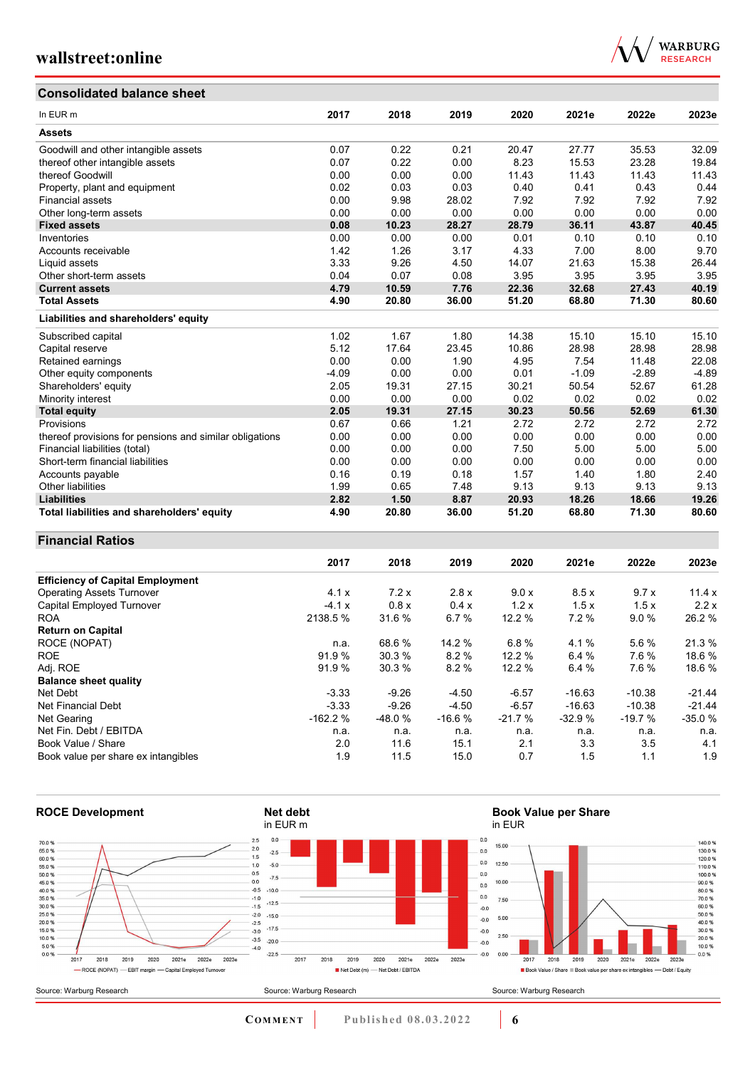## Consolidated balance sheet

| In EUR m | 2017 | 2018 | 2019 | 2020 | 2021e | 2022e | 2023e |
|---|---|---|---|---|---|---|---|
| **Assets** | | | | | | | |
| Goodwill and other intangible assets | 0.07 | 0.22 | 0.21 | 20.47 | 27.77 | 35.53 | 32.09 |
| thereof other intangible assets | 0.07 | 0.22 | 0.00 | 8.23 | 15.53 | 23.28 | 19.84 |
| thereof Goodwill | 0.00 | 0.00 | 0.00 | 11.43 | 11.43 | 11.43 | 11.43 |
| Property, plant and equipment | 0.02 | 0.03 | 0.03 | 0.40 | 0.41 | 0.43 | 0.44 |
| Financial assets | 0.00 | 9.98 | 28.02 | 7.92 | 7.92 | 7.92 | 7.92 |
| Other long-term assets | 0.00 | 0.00 | 0.00 | 0.00 | 0.00 | 0.00 | 0.00 |
| **Fixed assets** | **0.08** | **10.23** | **28.27** | **28.79** | **36.11** | **43.87** | **40.45** |
| Inventories | 0.00 | 0.00 | 0.00 | 0.01 | 0.10 | 0.10 | 0.10 |
| Accounts receivable | 1.42 | 1.26 | 3.17 | 4.33 | 7.00 | 8.00 | 9.70 |
| Liquid assets | 3.33 | 9.26 | 4.50 | 14.07 | 21.63 | 15.38 | 26.44 |
| Other short-term assets | 0.04 | 0.07 | 0.08 | 3.95 | 3.95 | 3.95 | 3.95 |
| **Current assets** | **4.79** | **10.59** | **7.76** | **22.36** | **32.68** | **27.43** | **40.19** |
| **Total Assets** | **4.90** | **20.80** | **36.00** | **51.20** | **68.80** | **71.30** | **80.60** |
| **Liabilities and shareholders' equity** | | | | | | | |
| Subscribed capital | 1.02 | 1.67 | 1.80 | 14.38 | 15.10 | 15.10 | 15.10 |
| Capital reserve | 5.12 | 17.64 | 23.45 | 10.86 | 28.98 | 28.98 | 28.98 |
| Retained earnings | 0.00 | 0.00 | 1.90 | 4.95 | 7.54 | 11.48 | 22.08 |
| Other equity components | -4.09 | 0.00 | 0.00 | 0.01 | -1.09 | -2.89 | -4.89 |
| Shareholders' equity | 2.05 | 19.31 | 27.15 | 30.21 | 50.54 | 52.67 | 61.28 |
| Minority interest | 0.00 | 0.00 | 0.00 | 0.02 | 0.02 | 0.02 | 0.02 |
| **Total equity** | **2.05** | **19.31** | **27.15** | **30.23** | **50.56** | **52.69** | **61.30** |
| Provisions | 0.67 | 0.66 | 1.21 | 2.72 | 2.72 | 2.72 | 2.72 |
| thereof provisions for pensions and similar obligations | 0.00 | 0.00 | 0.00 | 0.00 | 0.00 | 0.00 | 0.00 |
| Financial liabilities (total) | 0.00 | 0.00 | 0.00 | 7.50 | 5.00 | 5.00 | 5.00 |
| Short-term financial liabilities | 0.00 | 0.00 | 0.00 | 0.00 | 0.00 | 0.00 | 0.00 |
| Accounts payable | 0.16 | 0.19 | 0.18 | 1.57 | 1.40 | 1.80 | 2.40 |
| Other liabilities | 1.99 | 0.65 | 7.48 | 9.13 | 9.13 | 9.13 | 9.13 |
| **Liabilities** | **2.82** | **1.50** | **8.87** | **20.93** | **18.26** | **18.66** | **19.26** |
| **Total liabilities and shareholders' equity** | **4.90** | **20.80** | **36.00** | **51.20** | **68.80** | **71.30** | **80.60** |

## Financial Ratios

| | 2017 | 2018 | 2019 | 2020 | 2021e | 2022e | 2023e |
|---|---|---|---|---|---|---|---|
| **Efficiency of Capital Employment** | | | | | | | |
| Operating Assets Turnover | 4.1 x | 7.2 x | 2.8 x | 9.0 x | 8.5 x | 9.7 x | 11.4 x |
| Capital Employed Turnover | -4.1 x | 0.8 x | 0.4 x | 1.2 x | 1.5 x | 1.5 x | 2.2 x |
| ROA | 2138.5 % | 31.6 % | 6.7 % | 12.2 % | 7.2 % | 9.0 % | 26.2 % |
| **Return on Capital** | | | | | | | |
| ROCE (NOPAT) | n.a. | 68.6 % | 14.2 % | 6.8 % | 4.1 % | 5.6 % | 21.3 % |
| ROE | 91.9 % | 30.3 % | 8.2 % | 12.2 % | 6.4 % | 7.6 % | 18.6 % |
| Adj. ROE | 91.9 % | 30.3 % | 8.2 % | 12.2 % | 6.4 % | 7.6 % | 18.6 % |
| **Balance sheet quality** | | | | | | | |
| Net Debt | -3.33 | -9.26 | -4.50 | -6.57 | -16.63 | -10.38 | -21.44 |
| Net Financial Debt | -3.33 | -9.26 | -4.50 | -6.57 | -16.63 | -10.38 | -21.44 |
| Net Gearing | -162.2 % | -48.0 % | -16.6 % | -21.7 % | -32.9 % | -19.7 % | -35.0 % |
| Net Fin. Debt / EBITDA | n.a. | n.a. | n.a. | n.a. | n.a. | n.a. | n.a. |
| Book Value / Share | 2.0 | 11.6 | 15.1 | 2.1 | 3.3 | 3.5 | 4.1 |
| Book value per share ex intangibles | 1.9 | 11.5 | 15.0 | 0.7 | 1.5 | 1.1 | 1.9 |

**ROCE Development**

Source: Warburg Research

**Net debt**
in EUR m

Source: Warburg Research

**Book Value per Share**
in EUR

Source: Warburg Research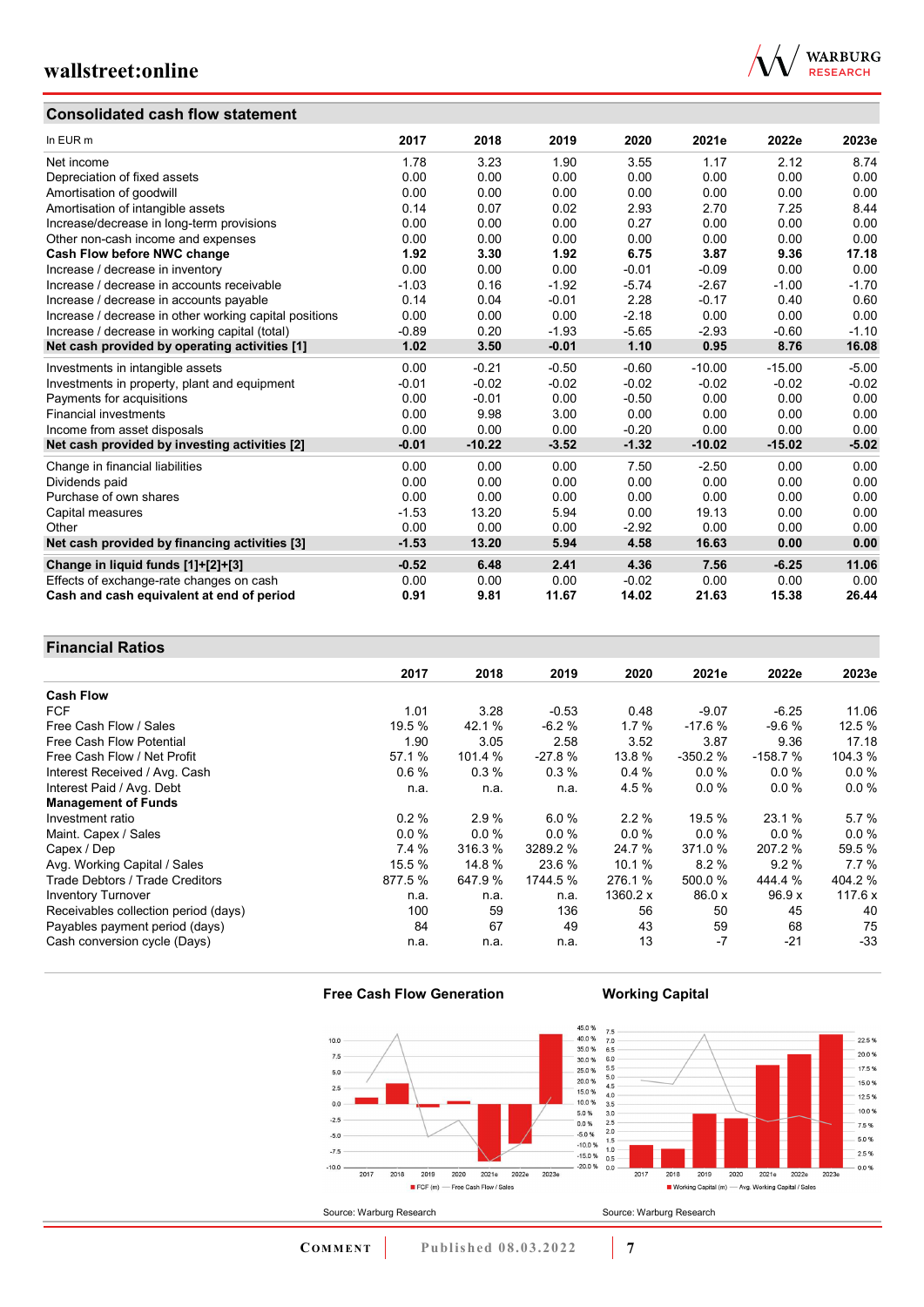## Consolidated cash flow statement

| In EUR m | 2017 | 2018 | 2019 | 2020 | 2021e | 2022e | 2023e |
|---|---|---|---|---|---|---|---|
| Net income | 1.78 | 3.23 | 1.90 | 3.55 | 1.17 | 2.12 | 8.74 |
| Depreciation of fixed assets | 0.00 | 0.00 | 0.00 | 0.00 | 0.00 | 0.00 | 0.00 |
| Amortisation of goodwill | 0.00 | 0.00 | 0.00 | 0.00 | 0.00 | 0.00 | 0.00 |
| Amortisation of intangible assets | 0.14 | 0.07 | 0.02 | 2.93 | 2.70 | 7.25 | 8.44 |
| Increase/decrease in long-term provisions | 0.00 | 0.00 | 0.00 | 0.27 | 0.00 | 0.00 | 0.00 |
| Other non-cash income and expenses | 0.00 | 0.00 | 0.00 | 0.00 | 0.00 | 0.00 | 0.00 |
| **Cash Flow before NWC change** | **1.92** | **3.30** | **1.92** | **6.75** | **3.87** | **9.36** | **17.18** |
| Increase / decrease in inventory | 0.00 | 0.00 | 0.00 | -0.01 | -0.09 | 0.00 | 0.00 |
| Increase / decrease in accounts receivable | -1.03 | 0.16 | -1.92 | -5.74 | -2.67 | -1.00 | -1.70 |
| Increase / decrease in accounts payable | 0.14 | 0.04 | -0.01 | 2.28 | -0.17 | 0.40 | 0.60 |
| Increase / decrease in other working capital positions | 0.00 | 0.00 | 0.00 | -2.18 | 0.00 | 0.00 | 0.00 |
| Increase / decrease in working capital (total) | -0.89 | 0.20 | -1.93 | -5.65 | -2.93 | -0.60 | -1.10 |
| **Net cash provided by operating activities [1]** | **1.02** | **3.50** | **-0.01** | **1.10** | **0.95** | **8.76** | **16.08** |
| Investments in intangible assets | 0.00 | -0.21 | -0.50 | -0.60 | -10.00 | -15.00 | -5.00 |
| Investments in property, plant and equipment | -0.01 | -0.02 | -0.02 | -0.02 | -0.02 | -0.02 | -0.02 |
| Payments for acquisitions | 0.00 | -0.01 | 0.00 | -0.50 | 0.00 | 0.00 | 0.00 |
| Financial investments | 0.00 | 9.98 | 3.00 | 0.00 | 0.00 | 0.00 | 0.00 |
| Income from asset disposals | 0.00 | 0.00 | 0.00 | -0.20 | 0.00 | 0.00 | 0.00 |
| **Net cash provided by investing activities [2]** | **-0.01** | **-10.22** | **-3.52** | **-1.32** | **-10.02** | **-15.02** | **-5.02** |
| Change in financial liabilities | 0.00 | 0.00 | 0.00 | 7.50 | -2.50 | 0.00 | 0.00 |
| Dividends paid | 0.00 | 0.00 | 0.00 | 0.00 | 0.00 | 0.00 | 0.00 |
| Purchase of own shares | 0.00 | 0.00 | 0.00 | 0.00 | 0.00 | 0.00 | 0.00 |
| Capital measures | -1.53 | 13.20 | 5.94 | 0.00 | 19.13 | 0.00 | 0.00 |
| Other | 0.00 | 0.00 | 0.00 | -2.92 | 0.00 | 0.00 | 0.00 |
| **Net cash provided by financing activities [3]** | **-1.53** | **13.20** | **5.94** | **4.58** | **16.63** | **0.00** | **0.00** |
| **Change in liquid funds [1]+[2]+[3]** | **-0.52** | **6.48** | **2.41** | **4.36** | **7.56** | **-6.25** | **11.06** |
| Effects of exchange-rate changes on cash | 0.00 | 0.00 | 0.00 | -0.02 | 0.00 | 0.00 | 0.00 |
| **Cash and cash equivalent at end of period** | **0.91** | **9.81** | **11.67** | **14.02** | **21.63** | **15.38** | **26.44** |

## Financial Ratios

| | 2017 | 2018 | 2019 | 2020 | 2021e | 2022e | 2023e |
|---|---|---|---|---|---|---|---|
| **Cash Flow** | | | | | | | |
| FCF | 1.01 | 3.28 | -0.53 | 0.48 | -9.07 | -6.25 | 11.06 |
| Free Cash Flow / Sales | 19.5 % | 42.1 % | -6.2 % | 1.7 % | -17.6 % | -9.6 % | 12.5 % |
| Free Cash Flow Potential | 1.90 | 3.05 | 2.58 | 3.52 | 3.87 | 9.36 | 17.18 |
| Free Cash Flow / Net Profit | 57.1 % | 101.4 % | -27.8 % | 13.8 % | -350.2 % | -158.7 % | 104.3 % |
| Interest Received / Avg. Cash | 0.6 % | 0.3 % | 0.3 % | 0.4 % | 0.0 % | 0.0 % | 0.0 % |
| Interest Paid / Avg. Debt | n.a. | n.a. | n.a. | 4.5 % | 0.0 % | 0.0 % | 0.0 % |
| **Management of Funds** | | | | | | | |
| Investment ratio | 0.2 % | 2.9 % | 6.0 % | 2.2 % | 19.5 % | 23.1 % | 5.7 % |
| Maint. Capex / Sales | 0.0 % | 0.0 % | 0.0 % | 0.0 % | 0.0 % | 0.0 % | 0.0 % |
| Capex / Dep | 7.4 % | 316.3 % | 3289.2 % | 24.7 % | 371.0 % | 207.2 % | 59.5 % |
| Avg. Working Capital / Sales | 15.5 % | 14.8 % | 23.6 % | 10.1 % | 8.2 % | 9.2 % | 7.7 % |
| Trade Debtors / Trade Creditors | 877.5 % | 647.9 % | 1744.5 % | 276.1 % | 500.0 % | 444.4 % | 404.2 % |
| Inventory Turnover | n.a. | n.a. | n.a. | 1360.2 x | 86.0 x | 96.9 x | 117.6 x |
| Receivables collection period (days) | 100 | 59 | 136 | 56 | 50 | 45 | 40 |
| Payables payment period (days) | 84 | 67 | 49 | 43 | 59 | 68 | 75 |
| Cash conversion cycle (Days) | n.a. | n.a. | n.a. | 13 | -7 | -21 | -33 |

**Free Cash Flow Generation**

Source: Warburg Research

**Working Capital**

Source: Warburg Research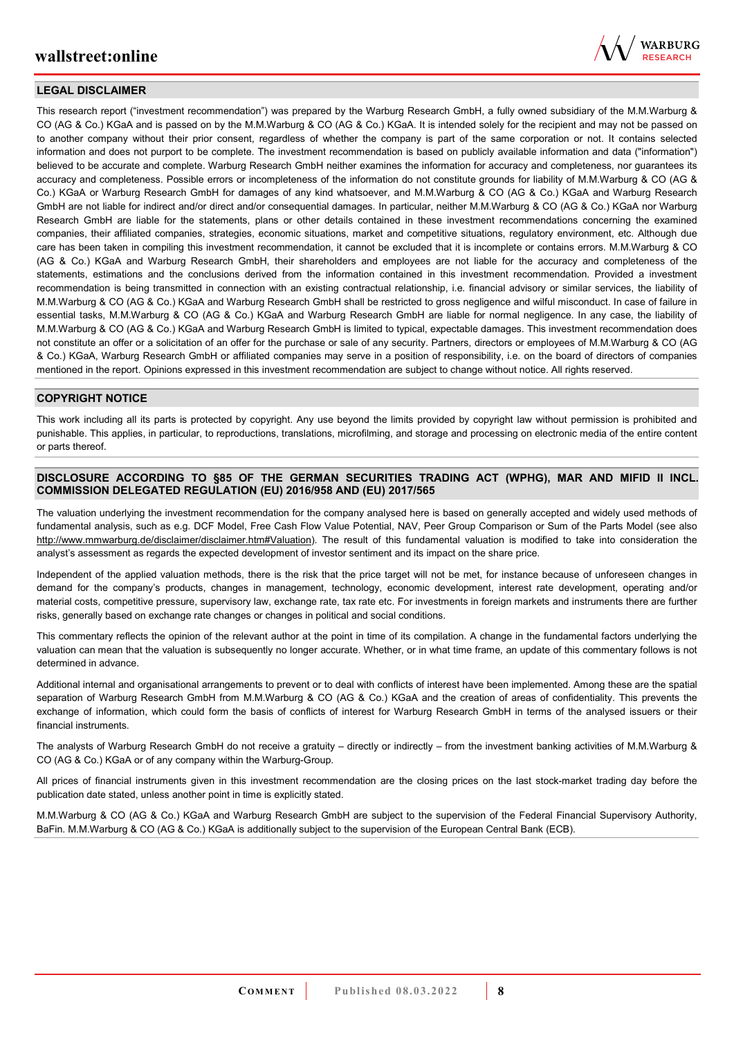## LEGAL DISCLAIMER

This research report ("investment recommendation") was prepared by the Warburg Research GmbH, a fully owned subsidiary of the M.M.Warburg & CO (AG & Co.) KGaA and is passed on by the M.M.Warburg & CO (AG & Co.) KGaA. It is intended solely for the recipient and may not be passed on to another company without their prior consent, regardless of whether the company is part of the same corporation or not. It contains selected information and does not purport to be complete. The investment recommendation is based on publicly available information and data ("information") believed to be accurate and complete. Warburg Research GmbH neither examines the information for accuracy and completeness, nor guarantees its accuracy and completeness. Possible errors or incompleteness of the information do not constitute grounds for liability of M.M.Warburg & CO (AG & Co.) KGaA or Warburg Research GmbH for damages of any kind whatsoever, and M.M.Warburg & CO (AG & Co.) KGaA and Warburg Research GmbH are not liable for indirect and/or direct and/or consequential damages. In particular, neither M.M.Warburg & CO (AG & Co.) KGaA nor Warburg Research GmbH are liable for the statements, plans or other details contained in these investment recommendations concerning the examined companies, their affiliated companies, strategies, economic situations, market and competitive situations, regulatory environment, etc. Although due care has been taken in compiling this investment recommendation, it cannot be excluded that it is incomplete or contains errors. M.M.Warburg & CO (AG & Co.) KGaA and Warburg Research GmbH, their shareholders and employees are not liable for the accuracy and completeness of the statements, estimations and the conclusions derived from the information contained in this investment recommendation. Provided a investment recommendation is being transmitted in connection with an existing contractual relationship, i.e. financial advisory or similar services, the liability of M.M.Warburg & CO (AG & Co.) KGaA and Warburg Research GmbH shall be restricted to gross negligence and wilful misconduct. In case of failure in essential tasks, M.M.Warburg & CO (AG & Co.) KGaA and Warburg Research GmbH are liable for normal negligence. In any case, the liability of M.M.Warburg & CO (AG & Co.) KGaA and Warburg Research GmbH is limited to typical, expectable damages. This investment recommendation does not constitute an offer or a solicitation of an offer for the purchase or sale of any security. Partners, directors or employees of M.M.Warburg & CO (AG & Co.) KGaA, Warburg Research GmbH or affiliated companies may serve in a position of responsibility, i.e. on the board of directors of companies mentioned in the report. Opinions expressed in this investment recommendation are subject to change without notice. All rights reserved.

## COPYRIGHT NOTICE

This work including all its parts is protected by copyright. Any use beyond the limits provided by copyright law without permission is prohibited and punishable. This applies, in particular, to reproductions, translations, microfilming, and storage and processing on electronic media of the entire content or parts thereof.

## DISCLOSURE ACCORDING TO §85 OF THE GERMAN SECURITIES TRADING ACT (WPHG), MAR AND MIFID II INCL. COMMISSION DELEGATED REGULATION (EU) 2016/958 AND (EU) 2017/565

The valuation underlying the investment recommendation for the company analysed here is based on generally accepted and widely used methods of fundamental analysis, such as e.g. DCF Model, Free Cash Flow Value Potential, NAV, Peer Group Comparison or Sum of the Parts Model (see also http://www.mmwarburg.de/disclaimer/disclaimer.htm#Valuation). The result of this fundamental valuation is modified to take into consideration the analyst's assessment as regards the expected development of investor sentiment and its impact on the share price.

Independent of the applied valuation methods, there is the risk that the price target will not be met, for instance because of unforeseen changes in demand for the company's products, changes in management, technology, economic development, interest rate development, operating and/or material costs, competitive pressure, supervisory law, exchange rate, tax rate etc. For investments in foreign markets and instruments there are further risks, generally based on exchange rate changes or changes in political and social conditions.

This commentary reflects the opinion of the relevant author at the point in time of its compilation. A change in the fundamental factors underlying the valuation can mean that the valuation is subsequently no longer accurate. Whether, or in what time frame, an update of this commentary follows is not determined in advance.

Additional internal and organisational arrangements to prevent or to deal with conflicts of interest have been implemented. Among these are the spatial separation of Warburg Research GmbH from M.M.Warburg & CO (AG & Co.) KGaA and the creation of areas of confidentiality. This prevents the exchange of information, which could form the basis of conflicts of interest for Warburg Research GmbH in terms of the analysed issuers or their financial instruments.

The analysts of Warburg Research GmbH do not receive a gratuity – directly or indirectly – from the investment banking activities of M.M.Warburg & CO (AG & Co.) KGaA or of any company within the Warburg-Group.

All prices of financial instruments given in this investment recommendation are the closing prices on the last stock-market trading day before the publication date stated, unless another point in time is explicitly stated.

M.M.Warburg & CO (AG & Co.) KGaA and Warburg Research GmbH are subject to the supervision of the Federal Financial Supervisory Authority, BaFin. M.M.Warburg & CO (AG & Co.) KGaA is additionally subject to the supervision of the European Central Bank (ECB).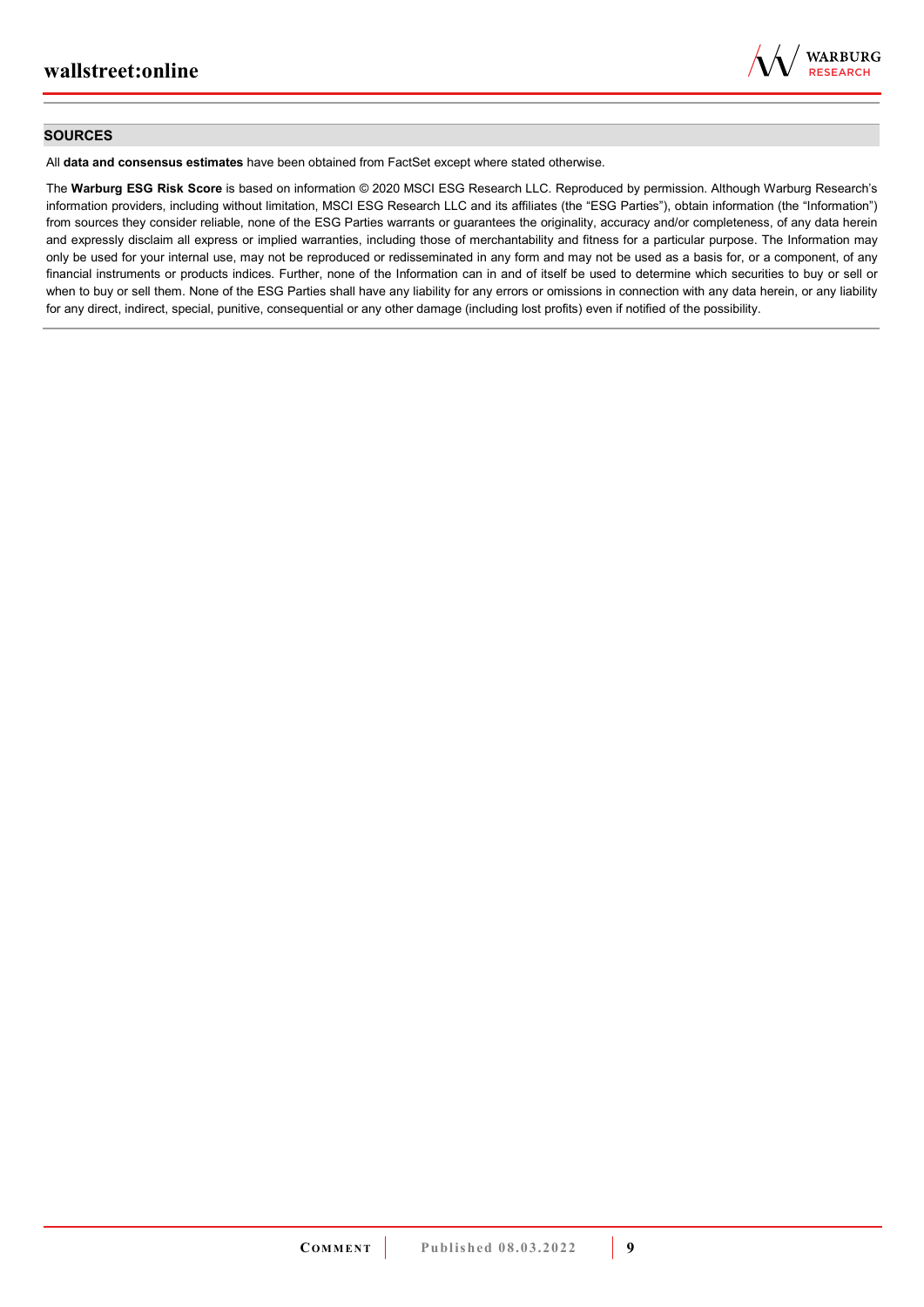## SOURCES

All **data and consensus estimates** have been obtained from FactSet except where stated otherwise.

The **Warburg ESG Risk Score** is based on information © 2020 MSCI ESG Research LLC. Reproduced by permission. Although Warburg Research's information providers, including without limitation, MSCI ESG Research LLC and its affiliates (the "ESG Parties"), obtain information (the "Information") from sources they consider reliable, none of the ESG Parties warrants or guarantees the originality, accuracy and/or completeness, of any data herein and expressly disclaim all express or implied warranties, including those of merchantability and fitness for a particular purpose. The Information may only be used for your internal use, may not be reproduced or redisseminated in any form and may not be used as a basis for, or a component, of any financial instruments or products indices. Further, none of the Information can in and of itself be used to determine which securities to buy or sell or when to buy or sell them. None of the ESG Parties shall have any liability for any errors or omissions in connection with any data herein, or any liability for any direct, indirect, special, punitive, consequential or any other damage (including lost profits) even if notified of the possibility.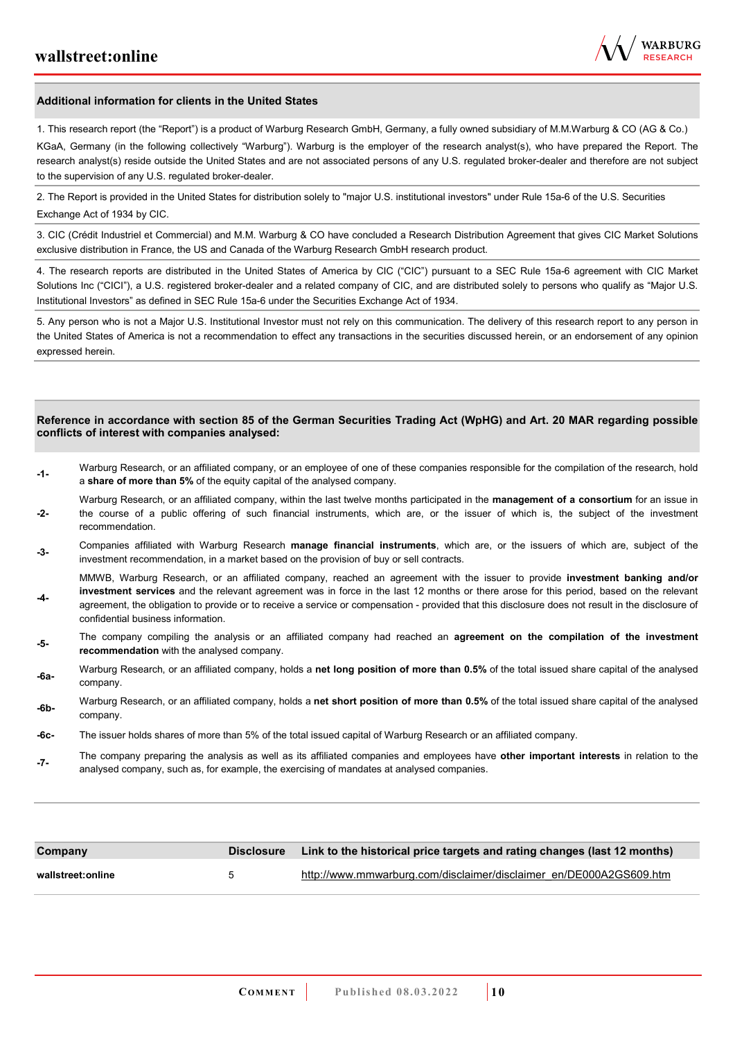## Additional information for clients in the United States

1. This research report (the "Report") is a product of Warburg Research GmbH, Germany, a fully owned subsidiary of M.M.Warburg & CO (AG & Co.) KGaA, Germany (in the following collectively "Warburg"). Warburg is the employer of the research analyst(s), who have prepared the Report. The research analyst(s) reside outside the United States and are not associated persons of any U.S. regulated broker-dealer and therefore are not subject to the supervision of any U.S. regulated broker-dealer.

2. The Report is provided in the United States for distribution solely to "major U.S. institutional investors" under Rule 15a-6 of the U.S. Securities Exchange Act of 1934 by CIC.

3. CIC (Crédit Industriel et Commercial) and M.M. Warburg & CO have concluded a Research Distribution Agreement that gives CIC Market Solutions exclusive distribution in France, the US and Canada of the Warburg Research GmbH research product.

4. The research reports are distributed in the United States of America by CIC ("CIC") pursuant to a SEC Rule 15a-6 agreement with CIC Market Solutions Inc ("CICI"), a U.S. registered broker-dealer and a related company of CIC, and are distributed solely to persons who qualify as "Major U.S. Institutional Investors" as defined in SEC Rule 15a-6 under the Securities Exchange Act of 1934.

5. Any person who is not a Major U.S. Institutional Investor must not rely on this communication. The delivery of this research report to any person in the United States of America is not a recommendation to effect any transactions in the securities discussed herein, or an endorsement of any opinion expressed herein.

## Reference in accordance with section 85 of the German Securities Trading Act (WpHG) and Art. 20 MAR regarding possible conflicts of interest with companies analysed:

| | |
|---|---|
| -1- | Warburg Research, or an affiliated company, or an employee of one of these companies responsible for the compilation of the research, hold a **share of more than 5%** of the equity capital of the analysed company. |
| -2- | Warburg Research, or an affiliated company, within the last twelve months participated in the **management of a consortium** for an issue in the course of a public offering of such financial instruments, which are, or the issuer of which is, the subject of the investment recommendation. |
| -3- | Companies affiliated with Warburg Research **manage financial instruments**, which are, or the issuers of which are, subject of the investment recommendation, in a market based on the provision of buy or sell contracts. |
| -4- | MMWB, Warburg Research, or an affiliated company, reached an agreement with the issuer to provide **investment banking and/or investment services** and the relevant agreement was in force in the last 12 months or there arose for this period, based on the relevant agreement, the obligation to provide or to receive a service or compensation - provided that this disclosure does not result in the disclosure of confidential business information. |
| -5- | The company compiling the analysis or an affiliated company had reached an **agreement on the compilation of the investment recommendation** with the analysed company. |
| -6a- | Warburg Research, or an affiliated company, holds a **net long position of more than 0.5%** of the total issued share capital of the analysed company. |
| -6b- | Warburg Research, or an affiliated company, holds a **net short position of more than 0.5%** of the total issued share capital of the analysed company. |
| -6c- | The issuer holds shares of more than 5% of the total issued capital of Warburg Research or an affiliated company. |
| -7- | The company preparing the analysis as well as its affiliated companies and employees have **other important interests** in relation to the analysed company, such as, for example, the exercising of mandates at analysed companies. |

| Company | Disclosure | Link to the historical price targets and rating changes (last 12 months) |
|---|---|---|
| wallstreet:online | 5 | http://www.mmwarburg.com/disclaimer/disclaimer_en/DE000A2GS609.htm |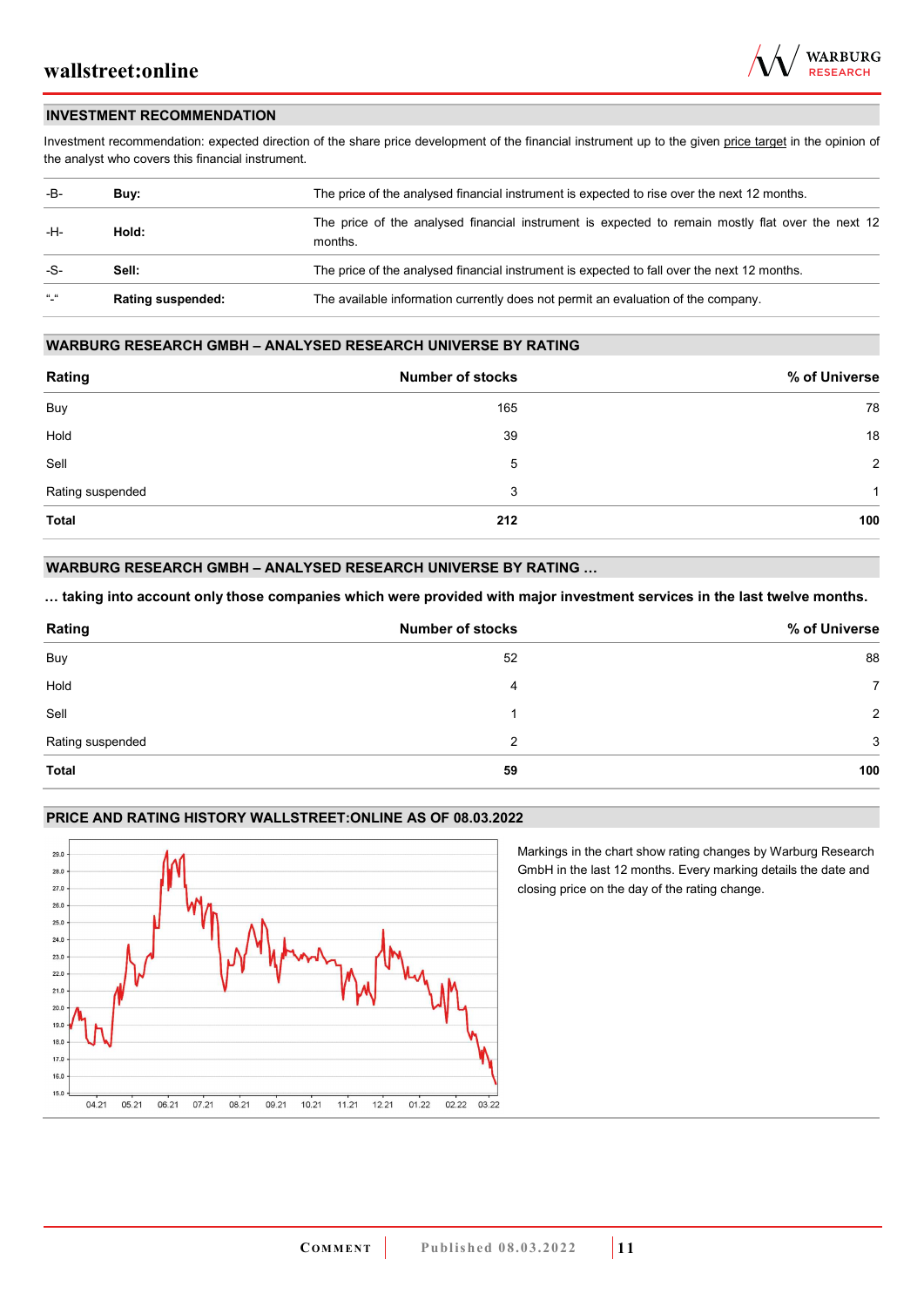## INVESTMENT RECOMMENDATION

Investment recommendation: expected direction of the share price development of the financial instrument up to the given price target in the opinion of the analyst who covers this financial instrument.

| | | |
|---|---|---|
| -B- | **Buy:** | The price of the analysed financial instrument is expected to rise over the next 12 months. |
| -H- | **Hold:** | The price of the analysed financial instrument is expected to remain mostly flat over the next 12 months. |
| -S- | **Sell:** | The price of the analysed financial instrument is expected to fall over the next 12 months. |
| "-" | **Rating suspended:** | The available information currently does not permit an evaluation of the company. |

## WARBURG RESEARCH GMBH – ANALYSED RESEARCH UNIVERSE BY RATING

| Rating | Number of stocks | % of Universe |
|---|---|---|
| Buy | 165 | 78 |
| Hold | 39 | 18 |
| Sell | 5 | 2 |
| Rating suspended | 3 | 1 |
| **Total** | **212** | **100** |

## WARBURG RESEARCH GMBH – ANALYSED RESEARCH UNIVERSE BY RATING …

**… taking into account only those companies which were provided with major investment services in the last twelve months.**

| Rating | Number of stocks | % of Universe |
|---|---|---|
| Buy | 52 | 88 |
| Hold | 4 | 7 |
| Sell | 1 | 2 |
| Rating suspended | 2 | 3 |
| **Total** | **59** | **100** |

## PRICE AND RATING HISTORY WALLSTREET:ONLINE AS OF 08.03.2022

Markings in the chart show rating changes by Warburg Research GmbH in the last 12 months. Every marking details the date and closing price on the day of the rating change.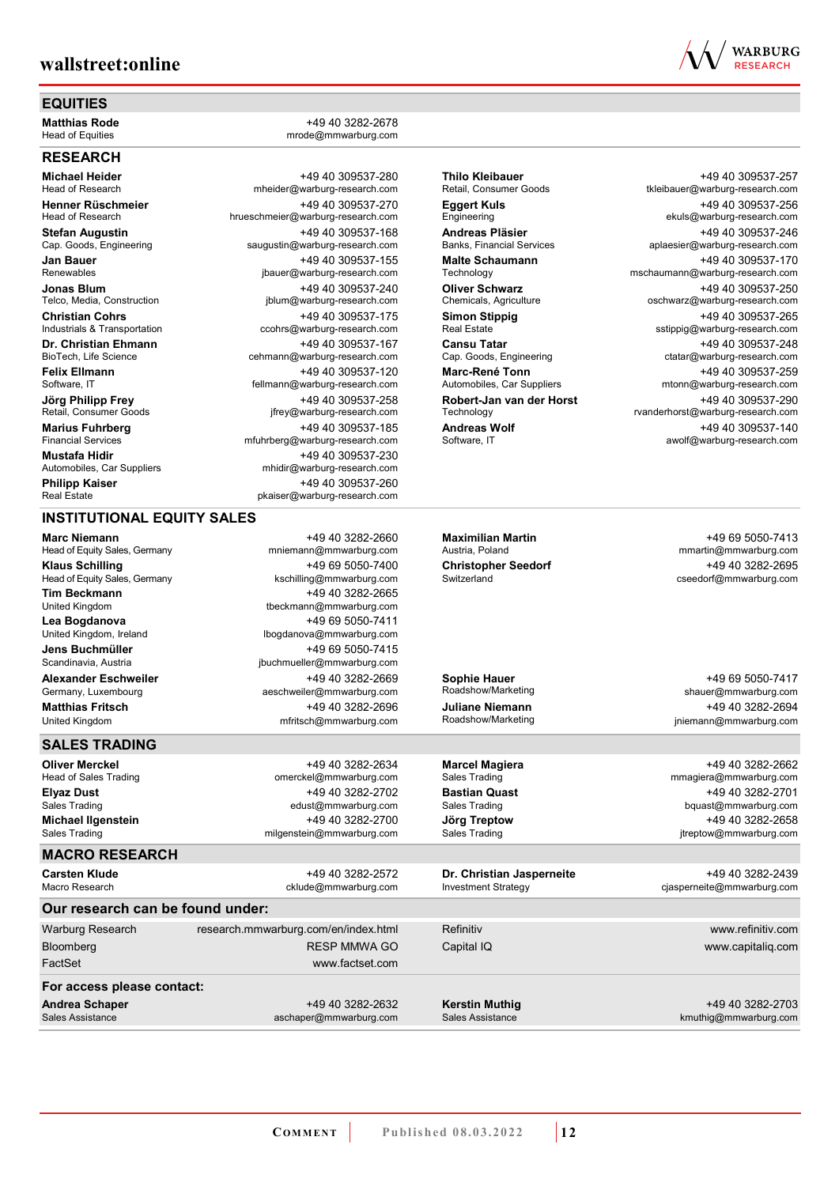## EQUITIES

**Matthias Rode**
Head of Equities
+49 40 3282-2678
mrode@mmwarburg.com

## RESEARCH

| | | | |
|---|---|---|---|
| **Michael Heider**<br>Head of Research | +49 40 309537-280<br>mheider@warburg-research.com | **Thilo Kleibauer**<br>Retail, Consumer Goods | +49 40 309537-257<br>tkleibauer@warburg-research.com |
| **Henner Rüschmeier**<br>Head of Research | +49 40 309537-270<br>hrueschmeier@warburg-research.com | **Eggert Kuls**<br>Engineering | +49 40 309537-256<br>ekuls@warburg-research.com |
| **Stefan Augustin**<br>Cap. Goods, Engineering | +49 40 309537-168<br>saugustin@warburg-research.com | **Andreas Pläsier**<br>Banks, Financial Services | +49 40 309537-246<br>aplaesier@warburg-research.com |
| **Jan Bauer**<br>Renewables | +49 40 309537-155<br>jbauer@warburg-research.com | **Malte Schaumann**<br>Technology | +49 40 309537-170<br>mschaumann@warburg-research.com |
| **Jonas Blum**<br>Telco, Media, Construction | +49 40 309537-240<br>jblum@warburg-research.com | **Oliver Schwarz**<br>Chemicals, Agriculture | +49 40 309537-250<br>oschwarz@warburg-research.com |
| **Christian Cohrs**<br>Industrials & Transportation | +49 40 309537-175<br>ccohrs@warburg-research.com | **Simon Stippig**<br>Real Estate | +49 40 309537-265<br>sstippig@warburg-research.com |
| **Dr. Christian Ehmann**<br>BioTech, Life Science | +49 40 309537-167<br>cehmann@warburg-research.com | **Cansu Tatar**<br>Cap. Goods, Engineering | +49 40 309537-248<br>ctatar@warburg-research.com |
| **Felix Ellmann**<br>Software, IT | +49 40 309537-120<br>fellmann@warburg-research.com | **Marc-René Tonn**<br>Automobiles, Car Suppliers | +49 40 309537-259<br>mtonn@warburg-research.com |
| **Jörg Philipp Frey**<br>Retail, Consumer Goods | +49 40 309537-258<br>jfrey@warburg-research.com | **Robert-Jan van der Horst**<br>Technology | +49 40 309537-290<br>rvanderhorst@warburg-research.com |
| **Marius Fuhrberg**<br>Financial Services | +49 40 309537-185<br>mfuhrberg@warburg-research.com | **Andreas Wolf**<br>Software, IT | +49 40 309537-140<br>awolf@warburg-research.com |
| **Mustafa Hidir**<br>Automobiles, Car Suppliers | +49 40 309537-230<br>mhidir@warburg-research.com | | |
| **Philipp Kaiser**<br>Real Estate | +49 40 309537-260<br>pkaiser@warburg-research.com | | |

## INSTITUTIONAL EQUITY SALES

| | | | |
|---|---|---|---|
| **Marc Niemann**<br>Head of Equity Sales, Germany | +49 40 3282-2660<br>mniemann@mmwarburg.com | **Maximilian Martin**<br>Austria, Poland | +49 69 5050-7413<br>mmartin@mmwarburg.com |
| **Klaus Schilling**<br>Head of Equity Sales, Germany | +49 69 5050-7400<br>kschilling@mmwarburg.com | **Christopher Seedorf**<br>Switzerland | +49 40 3282-2695<br>cseedorf@mmwarburg.com |
| **Tim Beckmann**<br>United Kingdom | +49 40 3282-2665<br>tbeckmann@mmwarburg.com | | |
| **Lea Bogdanova**<br>United Kingdom, Ireland | +49 69 5050-7411<br>lbogdanova@mmwarburg.com | | |
| **Jens Buchmüller**<br>Scandinavia, Austria | +49 69 5050-7415<br>jbuchmueller@mmwarburg.com | | |
| **Alexander Eschweiler**<br>Germany, Luxembourg | +49 40 3282-2669<br>aeschweiler@mmwarburg.com | **Sophie Hauer**<br>Roadshow/Marketing | +49 69 5050-7417<br>shauer@mmwarburg.com |
| **Matthias Fritsch**<br>United Kingdom | +49 40 3282-2696<br>mfritsch@mmwarburg.com | **Juliane Niemann**<br>Roadshow/Marketing | +49 40 3282-2694<br>jniemann@mmwarburg.com |

## SALES TRADING

| | | | |
|---|---|---|---|
| **Oliver Merckel**<br>Head of Sales Trading | +49 40 3282-2634<br>omerckel@mmwarburg.com | **Marcel Magiera**<br>Sales Trading | +49 40 3282-2662<br>mmagiera@mmwarburg.com |
| **Elyaz Dust**<br>Sales Trading | +49 40 3282-2702<br>edust@mmwarburg.com | **Bastian Quast**<br>Sales Trading | +49 40 3282-2701<br>bquast@mmwarburg.com |
| **Michael Ilgenstein**<br>Sales Trading | +49 40 3282-2700<br>milgenstein@mmwarburg.com | **Jörg Treptow**<br>Sales Trading | +49 40 3282-2658<br>jtreptow@mmwarburg.com |

## MACRO RESEARCH

| | | | |
|---|---|---|---|
| **Carsten Klude**<br>Macro Research | +49 40 3282-2572<br>cklude@mmwarburg.com | **Dr. Christian Jasperneite**<br>Investment Strategy | +49 40 3282-2439<br>cjasperneite@mmwarburg.com |

## Our research can be found under:

| | | | |
|---|---|---|---|
| Warburg Research | research.mmwarburg.com/en/index.html | Refinitiv | www.refinitiv.com |
| Bloomberg | RESP MMWA GO | Capital IQ | www.capitaliq.com |
| FactSet | www.factset.com | | |

## For access please contact:

| | | | |
|---|---|---|---|
| **Andrea Schaper**<br>Sales Assistance | +49 40 3282-2632<br>aschaper@mmwarburg.com | **Kerstin Muthig**<br>Sales Assistance | +49 40 3282-2703<br>kmuthig@mmwarburg.com |